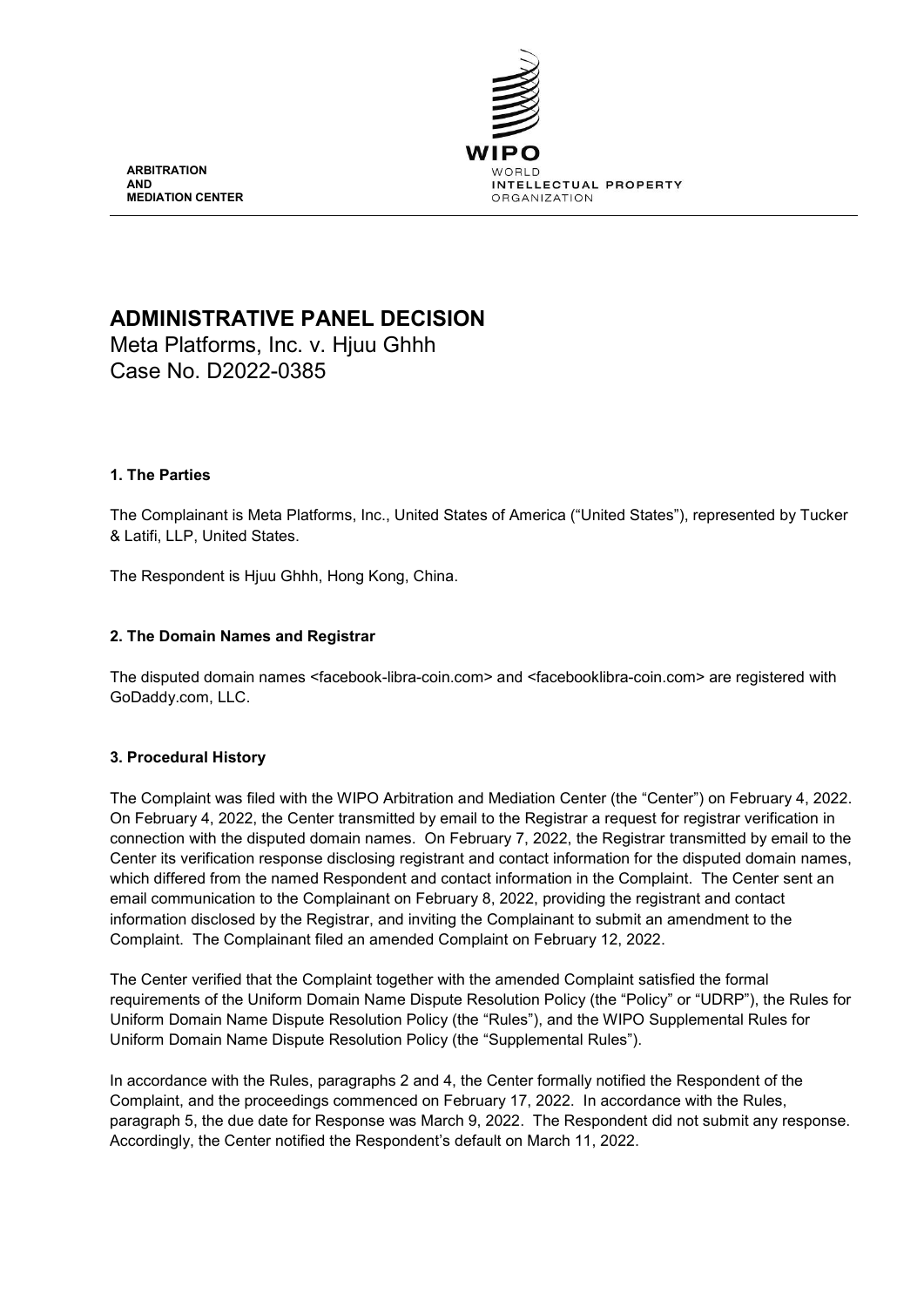ARBITRATION
AND
MEDIATION CENTER

WIPO
WORLD
INTELLECTUAL PROPERTY
ORGANIZATION

# ADMINISTRATIVE PANEL DECISION

Meta Platforms, Inc. v. Hjuu Ghhh
Case No. D2022-0385

## 1. The Parties

The Complainant is Meta Platforms, Inc., United States of America ("United States"), represented by Tucker & Latifi, LLP, United States.

The Respondent is Hjuu Ghhh, Hong Kong, China.

## 2. The Domain Names and Registrar

The disputed domain names <facebook-libra-coin.com> and <facebooklibra-coin.com> are registered with GoDaddy.com, LLC.

## 3. Procedural History

The Complaint was filed with the WIPO Arbitration and Mediation Center (the "Center") on February 4, 2022. On February 4, 2022, the Center transmitted by email to the Registrar a request for registrar verification in connection with the disputed domain names. On February 7, 2022, the Registrar transmitted by email to the Center its verification response disclosing registrant and contact information for the disputed domain names, which differed from the named Respondent and contact information in the Complaint. The Center sent an email communication to the Complainant on February 8, 2022, providing the registrant and contact information disclosed by the Registrar, and inviting the Complainant to submit an amendment to the Complaint. The Complainant filed an amended Complaint on February 12, 2022.

The Center verified that the Complaint together with the amended Complaint satisfied the formal requirements of the Uniform Domain Name Dispute Resolution Policy (the "Policy" or "UDRP"), the Rules for Uniform Domain Name Dispute Resolution Policy (the "Rules"), and the WIPO Supplemental Rules for Uniform Domain Name Dispute Resolution Policy (the "Supplemental Rules").

In accordance with the Rules, paragraphs 2 and 4, the Center formally notified the Respondent of the Complaint, and the proceedings commenced on February 17, 2022. In accordance with the Rules, paragraph 5, the due date for Response was March 9, 2022. The Respondent did not submit any response. Accordingly, the Center notified the Respondent's default on March 11, 2022.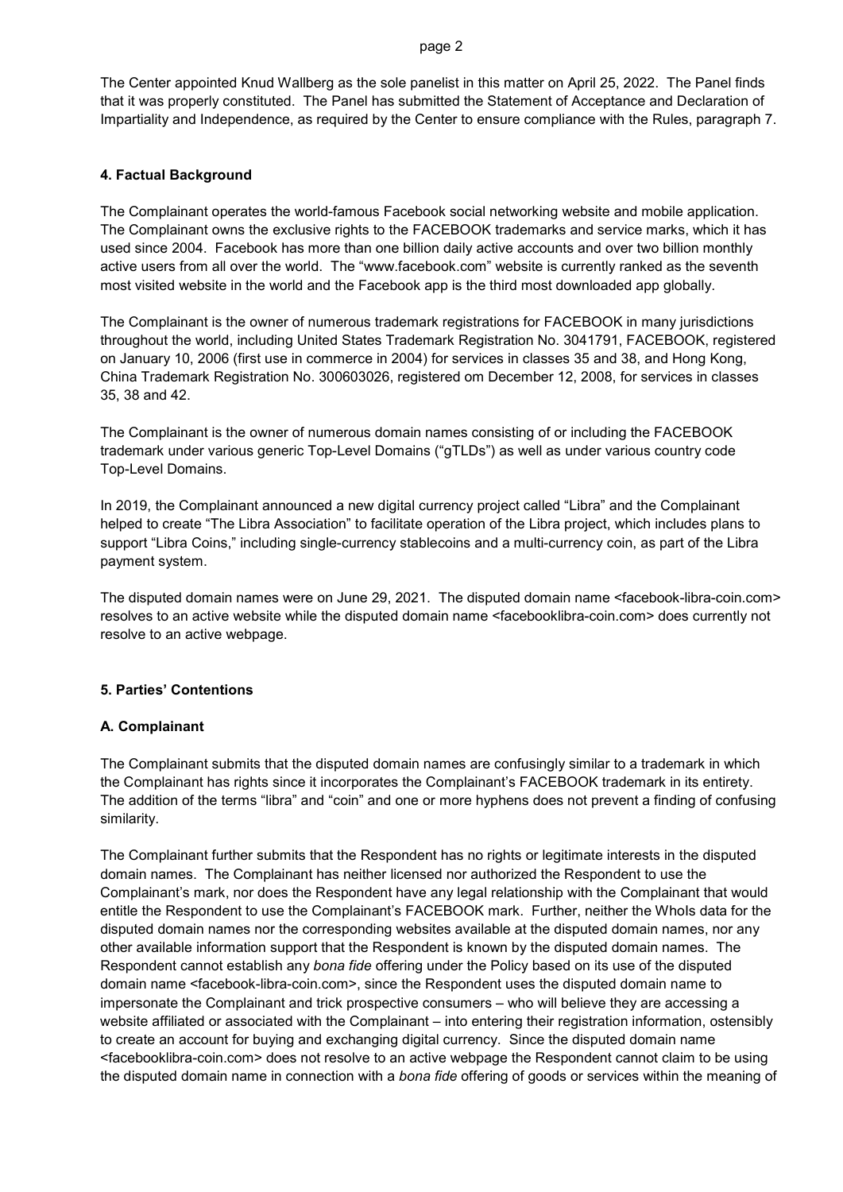The Center appointed Knud Wallberg as the sole panelist in this matter on April 25, 2022. The Panel finds that it was properly constituted. The Panel has submitted the Statement of Acceptance and Declaration of Impartiality and Independence, as required by the Center to ensure compliance with the Rules, paragraph 7.

## 4. Factual Background

The Complainant operates the world-famous Facebook social networking website and mobile application. The Complainant owns the exclusive rights to the FACEBOOK trademarks and service marks, which it has used since 2004. Facebook has more than one billion daily active accounts and over two billion monthly active users from all over the world. The "www.facebook.com" website is currently ranked as the seventh most visited website in the world and the Facebook app is the third most downloaded app globally.

The Complainant is the owner of numerous trademark registrations for FACEBOOK in many jurisdictions throughout the world, including United States Trademark Registration No. 3041791, FACEBOOK, registered on January 10, 2006 (first use in commerce in 2004) for services in classes 35 and 38, and Hong Kong, China Trademark Registration No. 300603026, registered om December 12, 2008, for services in classes 35, 38 and 42.

The Complainant is the owner of numerous domain names consisting of or including the FACEBOOK trademark under various generic Top-Level Domains ("gTLDs") as well as under various country code Top-Level Domains.

In 2019, the Complainant announced a new digital currency project called "Libra" and the Complainant helped to create "The Libra Association" to facilitate operation of the Libra project, which includes plans to support "Libra Coins," including single-currency stablecoins and a multi-currency coin, as part of the Libra payment system.

The disputed domain names were on June 29, 2021. The disputed domain name <facebook-libra-coin.com> resolves to an active website while the disputed domain name <facebooklibra-coin.com> does currently not resolve to an active webpage.

## 5. Parties' Contentions

### A. Complainant

The Complainant submits that the disputed domain names are confusingly similar to a trademark in which the Complainant has rights since it incorporates the Complainant's FACEBOOK trademark in its entirety. The addition of the terms "libra" and "coin" and one or more hyphens does not prevent a finding of confusing similarity.

The Complainant further submits that the Respondent has no rights or legitimate interests in the disputed domain names. The Complainant has neither licensed nor authorized the Respondent to use the Complainant's mark, nor does the Respondent have any legal relationship with the Complainant that would entitle the Respondent to use the Complainant's FACEBOOK mark. Further, neither the WhoIs data for the disputed domain names nor the corresponding websites available at the disputed domain names, nor any other available information support that the Respondent is known by the disputed domain names. The Respondent cannot establish any *bona fide* offering under the Policy based on its use of the disputed domain name <facebook-libra-coin.com>, since the Respondent uses the disputed domain name to impersonate the Complainant and trick prospective consumers – who will believe they are accessing a website affiliated or associated with the Complainant – into entering their registration information, ostensibly to create an account for buying and exchanging digital currency. Since the disputed domain name <facebooklibra-coin.com> does not resolve to an active webpage the Respondent cannot claim to be using the disputed domain name in connection with a *bona fide* offering of goods or services within the meaning of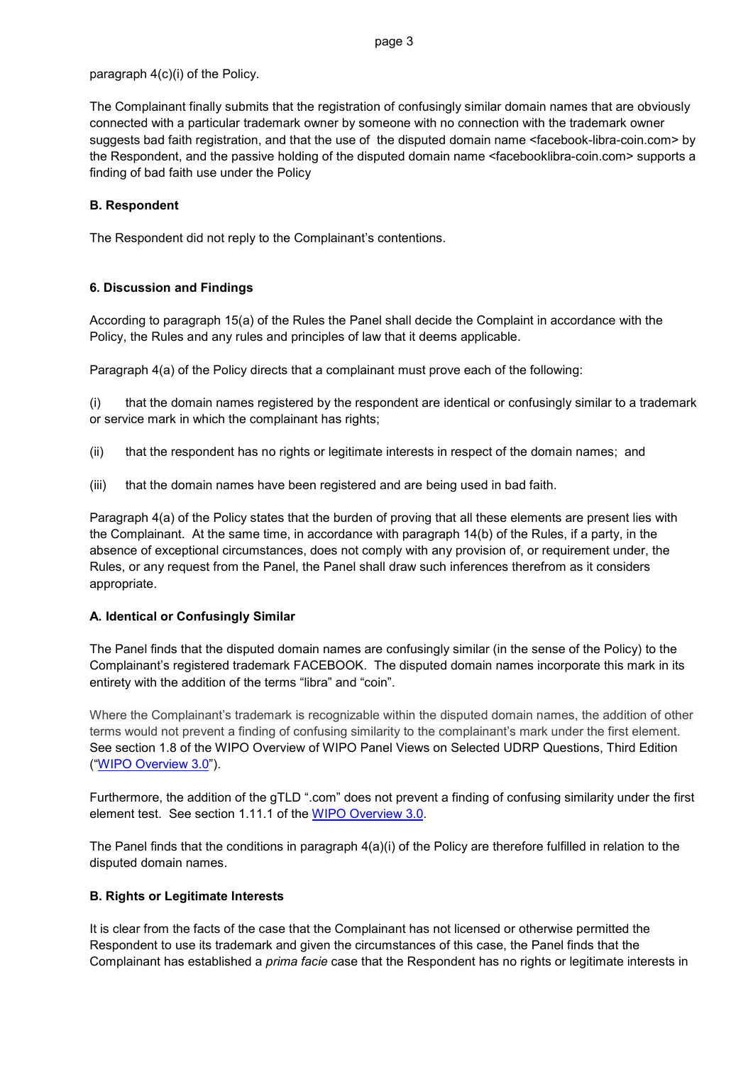paragraph 4(c)(i) of the Policy.

The Complainant finally submits that the registration of confusingly similar domain names that are obviously connected with a particular trademark owner by someone with no connection with the trademark owner suggests bad faith registration, and that the use of the disputed domain name <facebook-libra-coin.com> by the Respondent, and the passive holding of the disputed domain name <facebooklibra-coin.com> supports a finding of bad faith use under the Policy

**B. Respondent**

The Respondent did not reply to the Complainant's contentions.

**6. Discussion and Findings**

According to paragraph 15(a) of the Rules the Panel shall decide the Complaint in accordance with the Policy, the Rules and any rules and principles of law that it deems applicable.

Paragraph 4(a) of the Policy directs that a complainant must prove each of the following:

(i) that the domain names registered by the respondent are identical or confusingly similar to a trademark or service mark in which the complainant has rights;

(ii) that the respondent has no rights or legitimate interests in respect of the domain names; and

(iii) that the domain names have been registered and are being used in bad faith.

Paragraph 4(a) of the Policy states that the burden of proving that all these elements are present lies with the Complainant. At the same time, in accordance with paragraph 14(b) of the Rules, if a party, in the absence of exceptional circumstances, does not comply with any provision of, or requirement under, the Rules, or any request from the Panel, the Panel shall draw such inferences therefrom as it considers appropriate.

**A. Identical or Confusingly Similar**

The Panel finds that the disputed domain names are confusingly similar (in the sense of the Policy) to the Complainant's registered trademark FACEBOOK. The disputed domain names incorporate this mark in its entirety with the addition of the terms "libra" and "coin".

Where the Complainant's trademark is recognizable within the disputed domain names, the addition of other terms would not prevent a finding of confusing similarity to the complainant's mark under the first element. See section 1.8 of the WIPO Overview of WIPO Panel Views on Selected UDRP Questions, Third Edition ("WIPO Overview 3.0").

Furthermore, the addition of the gTLD ".com" does not prevent a finding of confusing similarity under the first element test. See section 1.11.1 of the WIPO Overview 3.0.

The Panel finds that the conditions in paragraph 4(a)(i) of the Policy are therefore fulfilled in relation to the disputed domain names.

**B. Rights or Legitimate Interests**

It is clear from the facts of the case that the Complainant has not licensed or otherwise permitted the Respondent to use its trademark and given the circumstances of this case, the Panel finds that the Complainant has established a *prima facie* case that the Respondent has no rights or legitimate interests in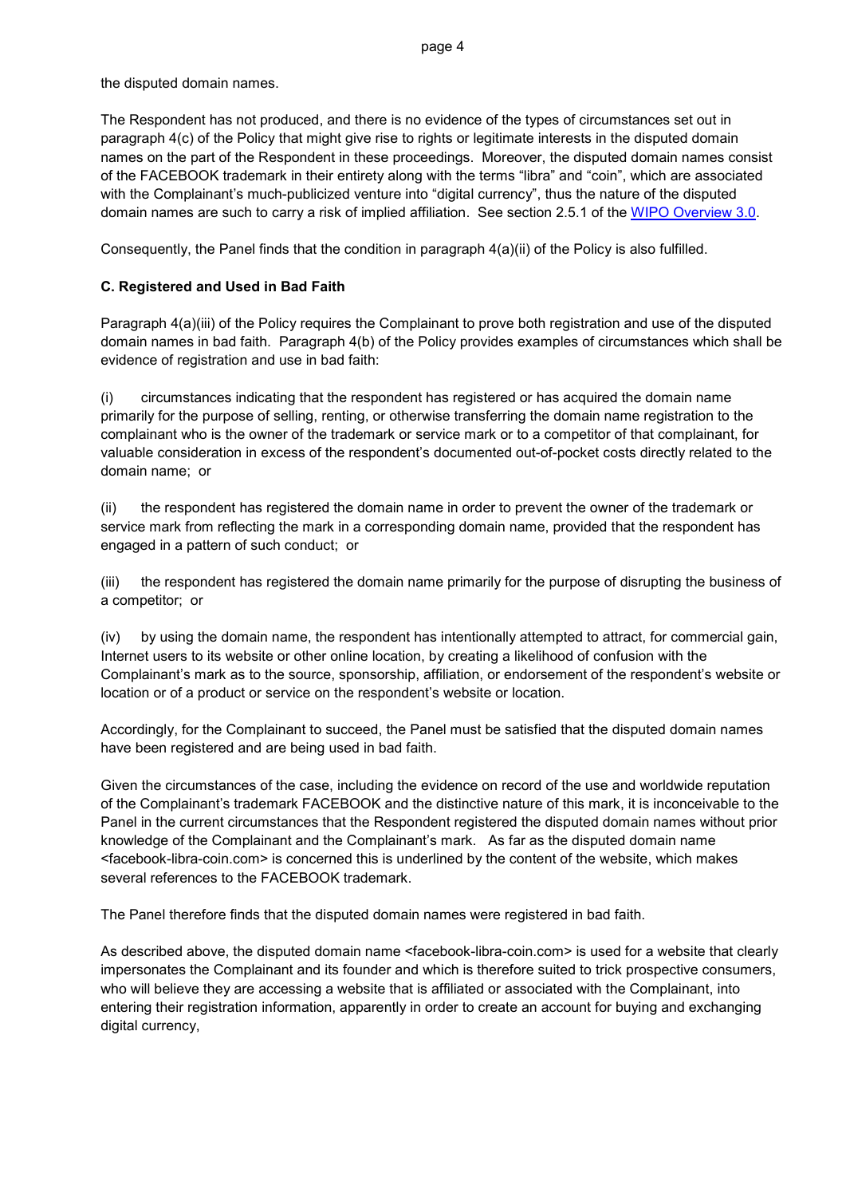the disputed domain names.

The Respondent has not produced, and there is no evidence of the types of circumstances set out in paragraph 4(c) of the Policy that might give rise to rights or legitimate interests in the disputed domain names on the part of the Respondent in these proceedings. Moreover, the disputed domain names consist of the FACEBOOK trademark in their entirety along with the terms "libra" and "coin", which are associated with the Complainant's much-publicized venture into "digital currency", thus the nature of the disputed domain names are such to carry a risk of implied affiliation. See section 2.5.1 of the WIPO Overview 3.0.

Consequently, the Panel finds that the condition in paragraph 4(a)(ii) of the Policy is also fulfilled.

### C. Registered and Used in Bad Faith

Paragraph 4(a)(iii) of the Policy requires the Complainant to prove both registration and use of the disputed domain names in bad faith. Paragraph 4(b) of the Policy provides examples of circumstances which shall be evidence of registration and use in bad faith:

(i) circumstances indicating that the respondent has registered or has acquired the domain name primarily for the purpose of selling, renting, or otherwise transferring the domain name registration to the complainant who is the owner of the trademark or service mark or to a competitor of that complainant, for valuable consideration in excess of the respondent's documented out-of-pocket costs directly related to the domain name; or

(ii) the respondent has registered the domain name in order to prevent the owner of the trademark or service mark from reflecting the mark in a corresponding domain name, provided that the respondent has engaged in a pattern of such conduct; or

(iii) the respondent has registered the domain name primarily for the purpose of disrupting the business of a competitor; or

(iv) by using the domain name, the respondent has intentionally attempted to attract, for commercial gain, Internet users to its website or other online location, by creating a likelihood of confusion with the Complainant's mark as to the source, sponsorship, affiliation, or endorsement of the respondent's website or location or of a product or service on the respondent's website or location.

Accordingly, for the Complainant to succeed, the Panel must be satisfied that the disputed domain names have been registered and are being used in bad faith.

Given the circumstances of the case, including the evidence on record of the use and worldwide reputation of the Complainant's trademark FACEBOOK and the distinctive nature of this mark, it is inconceivable to the Panel in the current circumstances that the Respondent registered the disputed domain names without prior knowledge of the Complainant and the Complainant's mark. As far as the disputed domain name <facebook-libra-coin.com> is concerned this is underlined by the content of the website, which makes several references to the FACEBOOK trademark.

The Panel therefore finds that the disputed domain names were registered in bad faith.

As described above, the disputed domain name <facebook-libra-coin.com> is used for a website that clearly impersonates the Complainant and its founder and which is therefore suited to trick prospective consumers, who will believe they are accessing a website that is affiliated or associated with the Complainant, into entering their registration information, apparently in order to create an account for buying and exchanging digital currency,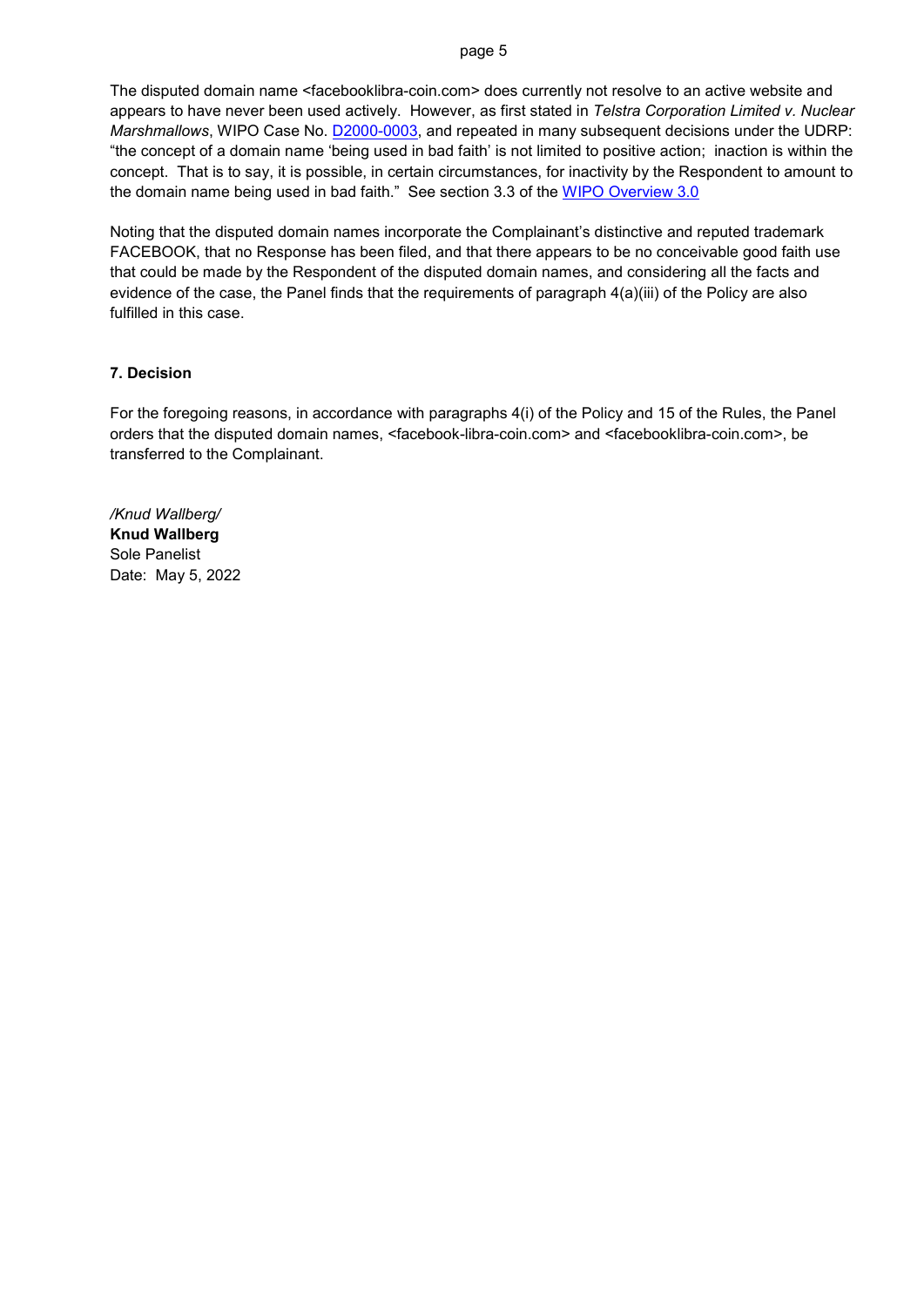The disputed domain name <facebooklibra-coin.com> does currently not resolve to an active website and appears to have never been used actively. However, as first stated in *Telstra Corporation Limited v. Nuclear Marshmallows*, WIPO Case No. D2000-0003, and repeated in many subsequent decisions under the UDRP: "the concept of a domain name 'being used in bad faith' is not limited to positive action; inaction is within the concept. That is to say, it is possible, in certain circumstances, for inactivity by the Respondent to amount to the domain name being used in bad faith." See section 3.3 of the WIPO Overview 3.0

Noting that the disputed domain names incorporate the Complainant's distinctive and reputed trademark FACEBOOK, that no Response has been filed, and that there appears to be no conceivable good faith use that could be made by the Respondent of the disputed domain names, and considering all the facts and evidence of the case, the Panel finds that the requirements of paragraph 4(a)(iii) of the Policy are also fulfilled in this case.

## 7. Decision

For the foregoing reasons, in accordance with paragraphs 4(i) of the Policy and 15 of the Rules, the Panel orders that the disputed domain names, <facebook-libra-coin.com> and <facebooklibra-coin.com>, be transferred to the Complainant.

*/Knud Wallberg/*
**Knud Wallberg**
Sole Panelist
Date: May 5, 2022